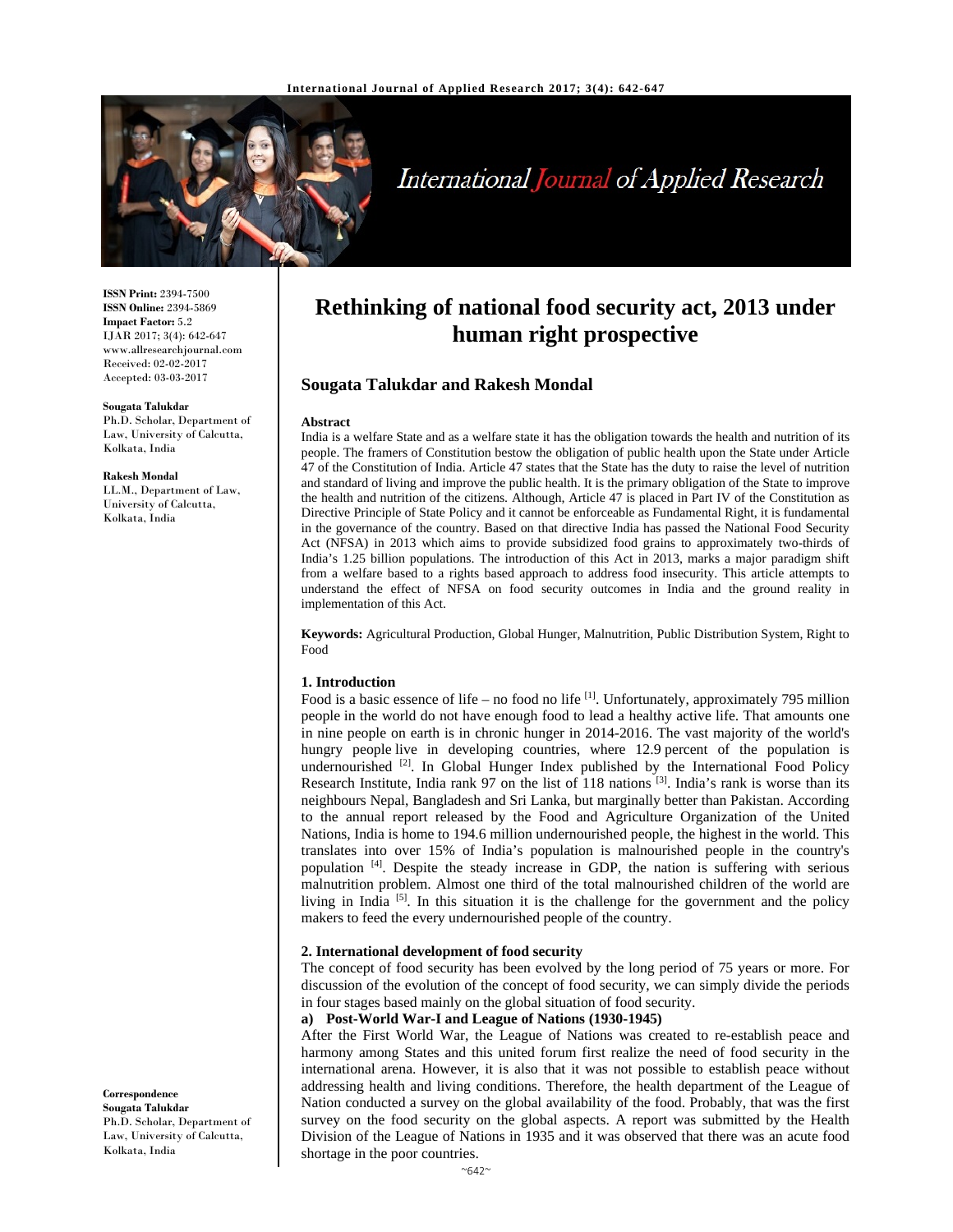ISSN Print: 2394-7500
ISSN Online: 2394-5869
Impact Factor: 5.2
IJAR 2017; 3(4): 642-647
www.allresearchjournal.com
Received: 02-02-2017
Accepted: 03-03-2017

**Sougata Talukdar**
Ph.D. Scholar, Department of Law, University of Calcutta, Kolkata, India

**Rakesh Mondal**
LL.M., Department of Law, University of Calcutta, Kolkata, India

**Correspondence**
**Sougata Talukdar**
Ph.D. Scholar, Department of Law, University of Calcutta, Kolkata, India

# Rethinking of national food security act, 2013 under human right prospective

## Sougata Talukdar and Rakesh Mondal

### Abstract

India is a welfare State and as a welfare state it has the obligation towards the health and nutrition of its people. The framers of Constitution bestow the obligation of public health upon the State under Article 47 of the Constitution of India. Article 47 states that the State has the duty to raise the level of nutrition and standard of living and improve the public health. It is the primary obligation of the State to improve the health and nutrition of the citizens. Although, Article 47 is placed in Part IV of the Constitution as Directive Principle of State Policy and it cannot be enforceable as Fundamental Right, it is fundamental in the governance of the country. Based on that directive India has passed the National Food Security Act (NFSA) in 2013 which aims to provide subsidized food grains to approximately two-thirds of India's 1.25 billion populations. The introduction of this Act in 2013, marks a major paradigm shift from a welfare based to a rights based approach to address food insecurity. This article attempts to understand the effect of NFSA on food security outcomes in India and the ground reality in implementation of this Act.

**Keywords:** Agricultural Production, Global Hunger, Malnutrition, Public Distribution System, Right to Food

### 1. Introduction

Food is a basic essence of life – no food no life [1]. Unfortunately, approximately 795 million people in the world do not have enough food to lead a healthy active life. That amounts one in nine people on earth is in chronic hunger in 2014-2016. The vast majority of the world's hungry people live in developing countries, where 12.9 percent of the population is undernourished [2]. In Global Hunger Index published by the International Food Policy Research Institute, India rank 97 on the list of 118 nations [3]. India's rank is worse than its neighbours Nepal, Bangladesh and Sri Lanka, but marginally better than Pakistan. According to the annual report released by the Food and Agriculture Organization of the United Nations, India is home to 194.6 million undernourished people, the highest in the world. This translates into over 15% of India's population is malnourished people in the country's population [4]. Despite the steady increase in GDP, the nation is suffering with serious malnutrition problem. Almost one third of the total malnourished children of the world are living in India [5]. In this situation it is the challenge for the government and the policy makers to feed the every undernourished people of the country.

### 2. International development of food security

The concept of food security has been evolved by the long period of 75 years or more. For discussion of the evolution of the concept of food security, we can simply divide the periods in four stages based mainly on the global situation of food security.

**a) Post-World War-I and League of Nations (1930-1945)**

After the First World War, the League of Nations was created to re-establish peace and harmony among States and this united forum first realize the need of food security in the international arena. However, it is also that it was not possible to establish peace without addressing health and living conditions. Therefore, the health department of the League of Nation conducted a survey on the global availability of the food. Probably, that was the first survey on the food security on the global aspects. A report was submitted by the Health Division of the League of Nations in 1935 and it was observed that there was an acute food shortage in the poor countries.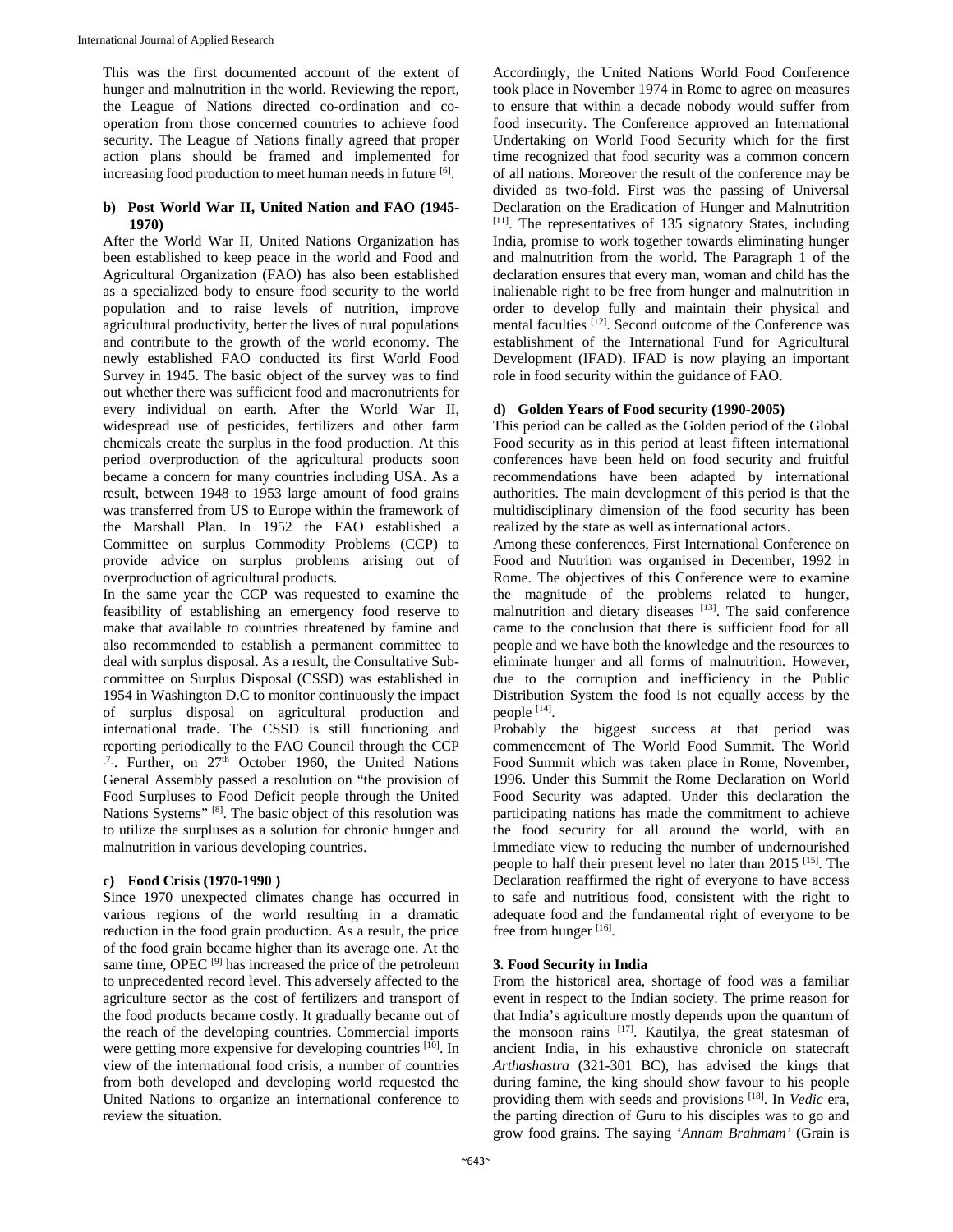This was the first documented account of the extent of hunger and malnutrition in the world. Reviewing the report, the League of Nations directed co-ordination and co-operation from those concerned countries to achieve food security. The League of Nations finally agreed that proper action plans should be framed and implemented for increasing food production to meet human needs in future [6].

### b) Post World War II, United Nation and FAO (1945-1970)

After the World War II, United Nations Organization has been established to keep peace in the world and Food and Agricultural Organization (FAO) has also been established as a specialized body to ensure food security to the world population and to raise levels of nutrition, improve agricultural productivity, better the lives of rural populations and contribute to the growth of the world economy. The newly established FAO conducted its first World Food Survey in 1945. The basic object of the survey was to find out whether there was sufficient food and macronutrients for every individual on earth. After the World War II, widespread use of pesticides, fertilizers and other farm chemicals create the surplus in the food production. At this period overproduction of the agricultural products soon became a concern for many countries including USA. As a result, between 1948 to 1953 large amount of food grains was transferred from US to Europe within the framework of the Marshall Plan. In 1952 the FAO established a Committee on surplus Commodity Problems (CCP) to provide advice on surplus problems arising out of overproduction of agricultural products.

In the same year the CCP was requested to examine the feasibility of establishing an emergency food reserve to make that available to countries threatened by famine and also recommended to establish a permanent committee to deal with surplus disposal. As a result, the Consultative Sub-committee on Surplus Disposal (CSSD) was established in 1954 in Washington D.C to monitor continuously the impact of surplus disposal on agricultural production and international trade. The CSSD is still functioning and reporting periodically to the FAO Council through the CCP [7]. Further, on 27th October 1960, the United Nations General Assembly passed a resolution on "the provision of Food Surpluses to Food Deficit people through the United Nations Systems" [8]. The basic object of this resolution was to utilize the surpluses as a solution for chronic hunger and malnutrition in various developing countries.

### c) Food Crisis (1970-1990 )

Since 1970 unexpected climates change has occurred in various regions of the world resulting in a dramatic reduction in the food grain production. As a result, the price of the food grain became higher than its average one. At the same time, OPEC [9] has increased the price of the petroleum to unprecedented record level. This adversely affected to the agriculture sector as the cost of fertilizers and transport of the food products became costly. It gradually became out of the reach of the developing countries. Commercial imports were getting more expensive for developing countries [10]. In view of the international food crisis, a number of countries from both developed and developing world requested the United Nations to organize an international conference to review the situation.

Accordingly, the United Nations World Food Conference took place in November 1974 in Rome to agree on measures to ensure that within a decade nobody would suffer from food insecurity. The Conference approved an International Undertaking on World Food Security which for the first time recognized that food security was a common concern of all nations. Moreover the result of the conference may be divided as two-fold. First was the passing of Universal Declaration on the Eradication of Hunger and Malnutrition [11]. The representatives of 135 signatory States, including India, promise to work together towards eliminating hunger and malnutrition from the world. The Paragraph 1 of the declaration ensures that every man, woman and child has the inalienable right to be free from hunger and malnutrition in order to develop fully and maintain their physical and mental faculties [12]. Second outcome of the Conference was establishment of the International Fund for Agricultural Development (IFAD). IFAD is now playing an important role in food security within the guidance of FAO.

### d) Golden Years of Food security (1990-2005)

This period can be called as the Golden period of the Global Food security as in this period at least fifteen international conferences have been held on food security and fruitful recommendations have been adapted by international authorities. The main development of this period is that the multidisciplinary dimension of the food security has been realized by the state as well as international actors.

Among these conferences, First International Conference on Food and Nutrition was organised in December, 1992 in Rome. The objectives of this Conference were to examine the magnitude of the problems related to hunger, malnutrition and dietary diseases [13]. The said conference came to the conclusion that there is sufficient food for all people and we have both the knowledge and the resources to eliminate hunger and all forms of malnutrition. However, due to the corruption and inefficiency in the Public Distribution System the food is not equally access by the people [14].

Probably the biggest success at that period was commencement of The World Food Summit. The World Food Summit which was taken place in Rome, November, 1996. Under this Summit the Rome Declaration on World Food Security was adapted. Under this declaration the participating nations has made the commitment to achieve the food security for all around the world, with an immediate view to reducing the number of undernourished people to half their present level no later than 2015 [15]. The Declaration reaffirmed the right of everyone to have access to safe and nutritious food, consistent with the right to adequate food and the fundamental right of everyone to be free from hunger [16].

## 3. Food Security in India

From the historical area, shortage of food was a familiar event in respect to the Indian society. The prime reason for that India's agriculture mostly depends upon the quantum of the monsoon rains [17]. Kautilya, the great statesman of ancient India, in his exhaustive chronicle on statecraft *Arthashastra* (321-301 BC), has advised the kings that during famine, the king should show favour to his people providing them with seeds and provisions [18]. In *Vedic* era, the parting direction of Guru to his disciples was to go and grow food grains. The saying '*Annam Brahmam'* (Grain is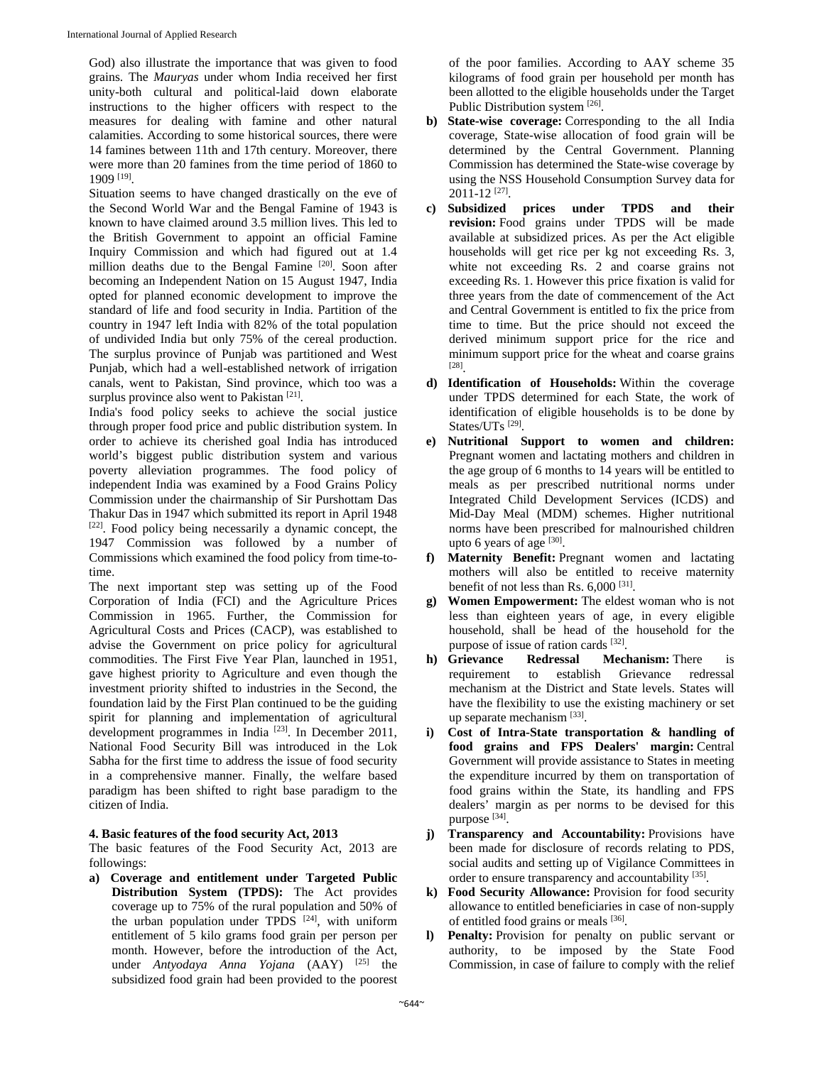God) also illustrate the importance that was given to food grains. The *Mauryas* under whom India received her first unity-both cultural and political-laid down elaborate instructions to the higher officers with respect to the measures for dealing with famine and other natural calamities. According to some historical sources, there were 14 famines between 11th and 17th century. Moreover, there were more than 20 famines from the time period of 1860 to 1909 [19].

Situation seems to have changed drastically on the eve of the Second World War and the Bengal Famine of 1943 is known to have claimed around 3.5 million lives. This led to the British Government to appoint an official Famine Inquiry Commission and which had figured out at 1.4 million deaths due to the Bengal Famine [20]. Soon after becoming an Independent Nation on 15 August 1947, India opted for planned economic development to improve the standard of life and food security in India. Partition of the country in 1947 left India with 82% of the total population of undivided India but only 75% of the cereal production. The surplus province of Punjab was partitioned and West Punjab, which had a well-established network of irrigation canals, went to Pakistan, Sind province, which too was a surplus province also went to Pakistan [21].

India's food policy seeks to achieve the social justice through proper food price and public distribution system. In order to achieve its cherished goal India has introduced world's biggest public distribution system and various poverty alleviation programmes. The food policy of independent India was examined by a Food Grains Policy Commission under the chairmanship of Sir Purshottam Das Thakur Das in 1947 which submitted its report in April 1948 [22]. Food policy being necessarily a dynamic concept, the 1947 Commission was followed by a number of Commissions which examined the food policy from time-to-time.

The next important step was setting up of the Food Corporation of India (FCI) and the Agriculture Prices Commission in 1965. Further, the Commission for Agricultural Costs and Prices (CACP), was established to advise the Government on price policy for agricultural commodities. The First Five Year Plan, launched in 1951, gave highest priority to Agriculture and even though the investment priority shifted to industries in the Second, the foundation laid by the First Plan continued to be the guiding spirit for planning and implementation of agricultural development programmes in India [23]. In December 2011, National Food Security Bill was introduced in the Lok Sabha for the first time to address the issue of food security in a comprehensive manner. Finally, the welfare based paradigm has been shifted to right base paradigm to the citizen of India.

## 4. Basic features of the food security Act, 2013

The basic features of the Food Security Act, 2013 are followings:

a) **Coverage and entitlement under Targeted Public Distribution System (TPDS):** The Act provides coverage up to 75% of the rural population and 50% of the urban population under TPDS [24], with uniform entitlement of 5 kilo grams food grain per person per month. However, before the introduction of the Act, under *Antyodaya Anna Yojana* (AAY) [25] the subsidized food grain had been provided to the poorest of the poor families. According to AAY scheme 35 kilograms of food grain per household per month has been allotted to the eligible households under the Target Public Distribution system [26].
b) **State-wise coverage:** Corresponding to the all India coverage, State-wise allocation of food grain will be determined by the Central Government. Planning Commission has determined the State-wise coverage by using the NSS Household Consumption Survey data for 2011-12 [27].
c) **Subsidized prices under TPDS and their revision:** Food grains under TPDS will be made available at subsidized prices. As per the Act eligible households will get rice per kg not exceeding Rs. 3, white not exceeding Rs. 2 and coarse grains not exceeding Rs. 1. However this price fixation is valid for three years from the date of commencement of the Act and Central Government is entitled to fix the price from time to time. But the price should not exceed the derived minimum support price for the rice and minimum support price for the wheat and coarse grains [28].
d) **Identification of Households:** Within the coverage under TPDS determined for each State, the work of identification of eligible households is to be done by States/UTs [29].
e) **Nutritional Support to women and children:** Pregnant women and lactating mothers and children in the age group of 6 months to 14 years will be entitled to meals as per prescribed nutritional norms under Integrated Child Development Services (ICDS) and Mid-Day Meal (MDM) schemes. Higher nutritional norms have been prescribed for malnourished children upto 6 years of age [30].
f) **Maternity Benefit:** Pregnant women and lactating mothers will also be entitled to receive maternity benefit of not less than Rs. 6,000 [31].
g) **Women Empowerment:** The eldest woman who is not less than eighteen years of age, in every eligible household, shall be head of the household for the purpose of issue of ration cards [32].
h) **Grievance Redressal Mechanism:** There is requirement to establish Grievance redressal mechanism at the District and State levels. States will have the flexibility to use the existing machinery or set up separate mechanism [33].
i) **Cost of Intra-State transportation & handling of food grains and FPS Dealers' margin:** Central Government will provide assistance to States in meeting the expenditure incurred by them on transportation of food grains within the State, its handling and FPS dealers' margin as per norms to be devised for this purpose [34].
j) **Transparency and Accountability:** Provisions have been made for disclosure of records relating to PDS, social audits and setting up of Vigilance Committees in order to ensure transparency and accountability [35].
k) **Food Security Allowance:** Provision for food security allowance to entitled beneficiaries in case of non-supply of entitled food grains or meals [36].
l) **Penalty:** Provision for penalty on public servant or authority, to be imposed by the State Food Commission, in case of failure to comply with the relief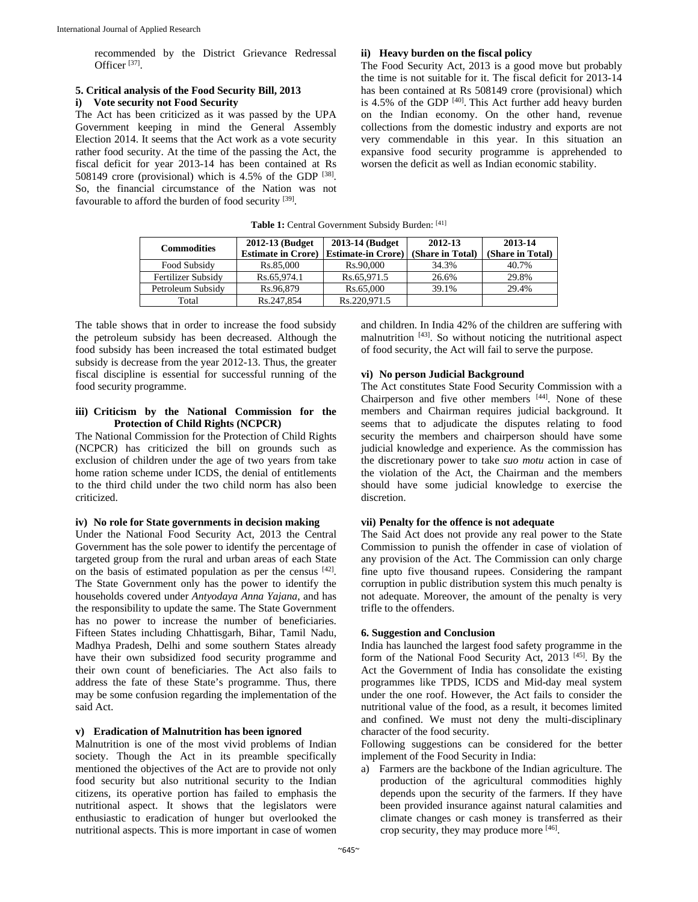recommended by the District Grievance Redressal Officer [37].

### 5. Critical analysis of the Food Security Bill, 2013

#### i) Vote security not Food Security

The Act has been criticized as it was passed by the UPA Government keeping in mind the General Assembly Election 2014. It seems that the Act work as a vote security rather food security. At the time of the passing the Act, the fiscal deficit for year 2013-14 has been contained at Rs 508149 crore (provisional) which is 4.5% of the GDP [38]. So, the financial circumstance of the Nation was not favourable to afford the burden of food security [39].

#### ii) Heavy burden on the fiscal policy

The Food Security Act, 2013 is a good move but probably the time is not suitable for it. The fiscal deficit for 2013-14 has been contained at Rs 508149 crore (provisional) which is 4.5% of the GDP [40]. This Act further add heavy burden on the Indian economy. On the other hand, revenue collections from the domestic industry and exports are not very commendable in this year. In this situation an expansive food security programme is apprehended to worsen the deficit as well as Indian economic stability.

**Table 1:** Central Government Subsidy Burden: [41]

| Commodities | 2012-13 (Budget Estimate in Crore) | 2013-14 (Budget Estimate-in Crore) | 2012-13 (Share in Total) | 2013-14 (Share in Total) |
|---|---|---|---|---|
| Food Subsidy | Rs.85,000 | Rs.90,000 | 34.3% | 40.7% |
| Fertilizer Subsidy | Rs.65,974.1 | Rs.65,971.5 | 26.6% | 29.8% |
| Petroleum Subsidy | Rs.96,879 | Rs.65,000 | 39.1% | 29.4% |
| Total | Rs.247,854 | Rs.220,971.5 | | |

The table shows that in order to increase the food subsidy the petroleum subsidy has been decreased. Although the food subsidy has been increased the total estimated budget subsidy is decrease from the year 2012-13. Thus, the greater fiscal discipline is essential for successful running of the food security programme.

#### iii) Criticism by the National Commission for the Protection of Child Rights (NCPCR)

The National Commission for the Protection of Child Rights (NCPCR) has criticized the bill on grounds such as exclusion of children under the age of two years from take home ration scheme under ICDS, the denial of entitlements to the third child under the two child norm has also been criticized.

#### iv) No role for State governments in decision making

Under the National Food Security Act, 2013 the Central Government has the sole power to identify the percentage of targeted group from the rural and urban areas of each State on the basis of estimated population as per the census [42]. The State Government only has the power to identify the households covered under *Antyodaya Anna Yajana*, and has the responsibility to update the same. The State Government has no power to increase the number of beneficiaries. Fifteen States including Chhattisgarh, Bihar, Tamil Nadu, Madhya Pradesh, Delhi and some southern States already have their own subsidized food security programme and their own count of beneficiaries. The Act also fails to address the fate of these State's programme. Thus, there may be some confusion regarding the implementation of the said Act.

#### v) Eradication of Malnutrition has been ignored

Malnutrition is one of the most vivid problems of Indian society. Though the Act in its preamble specifically mentioned the objectives of the Act are to provide not only food security but also nutritional security to the Indian citizens, its operative portion has failed to emphasis the nutritional aspect. It shows that the legislators were enthusiastic to eradication of hunger but overlooked the nutritional aspects. This is more important in case of women and children. In India 42% of the children are suffering with malnutrition [43]. So without noticing the nutritional aspect of food security, the Act will fail to serve the purpose.

#### vi) No person Judicial Background

The Act constitutes State Food Security Commission with a Chairperson and five other members [44]. None of these members and Chairman requires judicial background. It seems that to adjudicate the disputes relating to food security the members and chairperson should have some judicial knowledge and experience. As the commission has the discretionary power to take *suo motu* action in case of the violation of the Act, the Chairman and the members should have some judicial knowledge to exercise the discretion.

#### vii) Penalty for the offence is not adequate

The Said Act does not provide any real power to the State Commission to punish the offender in case of violation of any provision of the Act. The Commission can only charge fine upto five thousand rupees. Considering the rampant corruption in public distribution system this much penalty is not adequate. Moreover, the amount of the penalty is very trifle to the offenders.

### 6. Suggestion and Conclusion

India has launched the largest food safety programme in the form of the National Food Security Act, 2013 [45]. By the Act the Government of India has consolidate the existing programmes like TPDS, ICDS and Mid-day meal system under the one roof. However, the Act fails to consider the nutritional value of the food, as a result, it becomes limited and confined. We must not deny the multi-disciplinary character of the food security.

Following suggestions can be considered for the better implement of the Food Security in India:

a) Farmers are the backbone of the Indian agriculture. The production of the agricultural commodities highly depends upon the security of the farmers. If they have been provided insurance against natural calamities and climate changes or cash money is transferred as their crop security, they may produce more [46].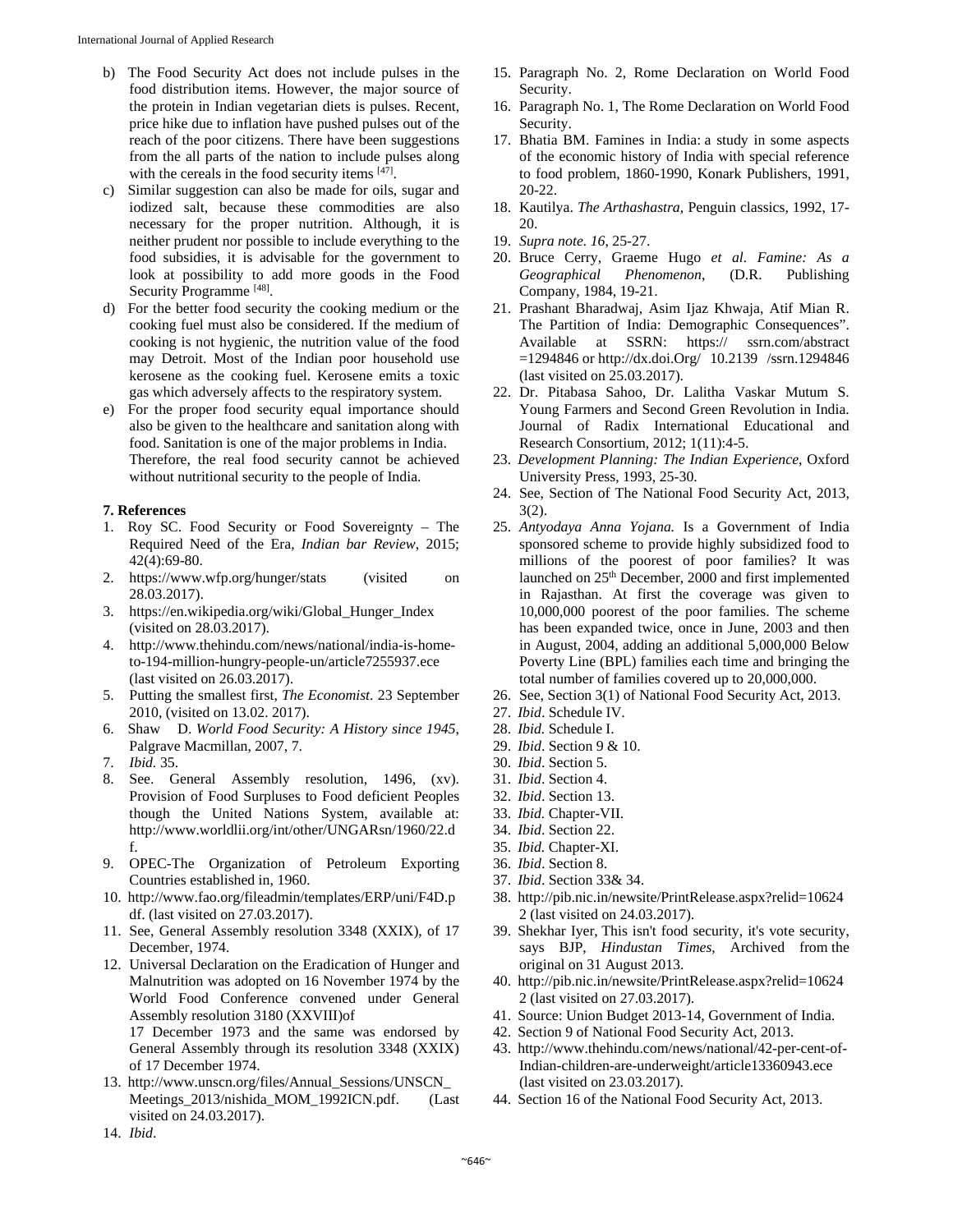b) The Food Security Act does not include pulses in the food distribution items. However, the major source of the protein in Indian vegetarian diets is pulses. Recent, price hike due to inflation have pushed pulses out of the reach of the poor citizens. There have been suggestions from the all parts of the nation to include pulses along with the cereals in the food security items [47].

c) Similar suggestion can also be made for oils, sugar and iodized salt, because these commodities are also necessary for the proper nutrition. Although, it is neither prudent nor possible to include everything to the food subsidies, it is advisable for the government to look at possibility to add more goods in the Food Security Programme [48].

d) For the better food security the cooking medium or the cooking fuel must also be considered. If the medium of cooking is not hygienic, the nutrition value of the food may Detroit. Most of the Indian poor household use kerosene as the cooking fuel. Kerosene emits a toxic gas which adversely affects to the respiratory system.

e) For the proper food security equal importance should also be given to the healthcare and sanitation along with food. Sanitation is one of the major problems in India. Therefore, the real food security cannot be achieved without nutritional security to the people of India.

### 7. References

1. Roy SC. Food Security or Food Sovereignty – The Required Need of the Era, *Indian bar Review*, 2015; 42(4):69-80.
2. https://www.wfp.org/hunger/stats (visited on 28.03.2017).
3. https://en.wikipedia.org/wiki/Global_Hunger_Index (visited on 28.03.2017).
4. http://www.thehindu.com/news/national/india-is-home-to-194-million-hungry-people-un/article7255937.ece (last visited on 26.03.2017).
5. Putting the smallest first, *The Economist*. 23 September 2010, (visited on 13.02. 2017).
6. Shaw D. *World Food Security: A History since 1945*, Palgrave Macmillan, 2007, 7.
7. *Ibid.* 35.
8. See. General Assembly resolution, 1496, (xv). Provision of Food Surpluses to Food deficient Peoples though the United Nations System, available at: http://www.worldlii.org/int/other/UNGARsn/1960/22.df.
9. OPEC-The Organization of Petroleum Exporting Countries established in, 1960.
10. http://www.fao.org/fileadmin/templates/ERP/uni/F4D.pdf. (last visited on 27.03.2017).
11. See, General Assembly resolution 3348 (XXIX), of 17 December, 1974.
12. Universal Declaration on the Eradication of Hunger and Malnutrition was adopted on 16 November 1974 by the World Food Conference convened under General Assembly resolution 3180 (XXVIII)of
    17 December 1973 and the same was endorsed by General Assembly through its resolution 3348 (XXIX) of 17 December 1974.
13. http://www.unscn.org/files/Annual_Sessions/UNSCN_Meetings_2013/nishida_MOM_1992ICN.pdf. (Last visited on 24.03.2017).
14. *Ibid*.
15. Paragraph No. 2, Rome Declaration on World Food Security.
16. Paragraph No. 1, The Rome Declaration on World Food Security.
17. Bhatia BM. Famines in India: a study in some aspects of the economic history of India with special reference to food problem, 1860-1990, Konark Publishers, 1991, 20-22.
18. Kautilya. *The Arthashastra*, Penguin classics, 1992, 17-20.
19. *Supra note. 16*, 25-27.
20. Bruce Cerry, Graeme Hugo *et al. Famine: As a Geographical Phenomenon*, (D.R. Publishing Company, 1984, 19-21.
21. Prashant Bharadwaj, Asim Ijaz Khwaja, Atif Mian R. The Partition of India: Demographic Consequences". Available at SSRN: https:// ssrn.com/abstract =1294846 or http://dx.doi.Org/ 10.2139 /ssrn.1294846 (last visited on 25.03.2017).
22. Dr. Pitabasa Sahoo, Dr. Lalitha Vaskar Mutum S. Young Farmers and Second Green Revolution in India. Journal of Radix International Educational and Research Consortium, 2012; 1(11):4-5.
23. *Development Planning: The Indian Experience*, Oxford University Press, 1993, 25-30.
24. See, Section of The National Food Security Act, 2013, 3(2).
25. *Antyodaya Anna Yojana.* Is a Government of India sponsored scheme to provide highly subsidized food to millions of the poorest of poor families? It was launched on 25th December, 2000 and first implemented in Rajasthan. At first the coverage was given to 10,000,000 poorest of the poor families. The scheme has been expanded twice, once in June, 2003 and then in August, 2004, adding an additional 5,000,000 Below Poverty Line (BPL) families each time and bringing the total number of families covered up to 20,000,000.
26. See, Section 3(1) of National Food Security Act, 2013.
27. *Ibid*. Schedule IV.
28. *Ibid.* Schedule I.
29. *Ibid*. Section 9 & 10.
30. *Ibid*. Section 5.
31. *Ibid*. Section 4.
32. *Ibid*. Section 13.
33. *Ibid.* Chapter-VII.
34. *Ibid*. Section 22.
35. *Ibid.* Chapter-XI.
36. *Ibid*. Section 8.
37. *Ibid*. Section 33& 34.
38. http://pib.nic.in/newsite/PrintRelease.aspx?relid=106242 (last visited on 24.03.2017).
39. Shekhar Iyer, This isn't food security, it's vote security, says BJP, *Hindustan Times*, Archived from the original on 31 August 2013.
40. http://pib.nic.in/newsite/PrintRelease.aspx?relid=106242 (last visited on 27.03.2017).
41. Source: Union Budget 2013-14, Government of India.
42. Section 9 of National Food Security Act, 2013.
43. http://www.thehindu.com/news/national/42-per-cent-of-Indian-children-are-underweight/article13360943.ece (last visited on 23.03.2017).
44. Section 16 of the National Food Security Act, 2013.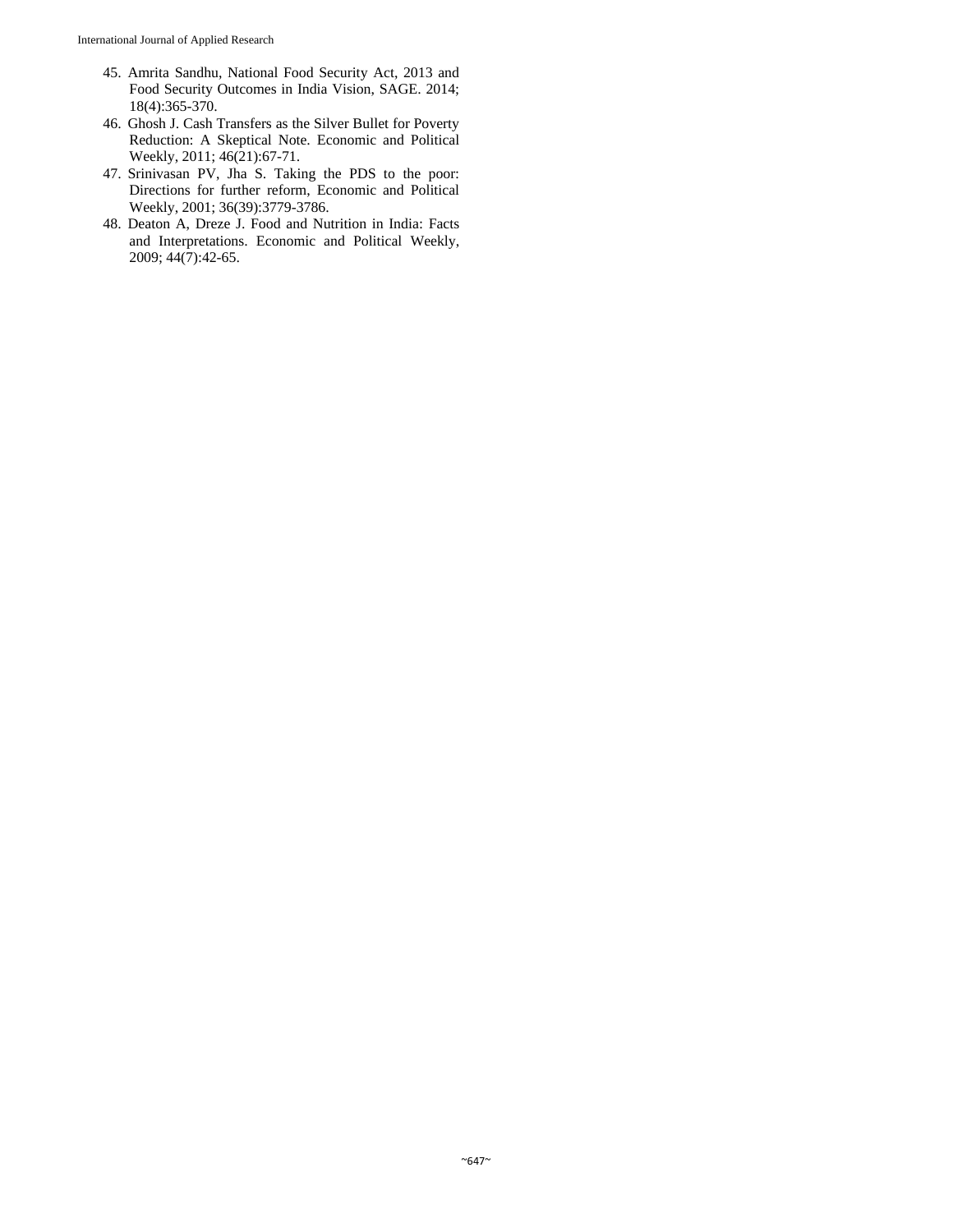45. Amrita Sandhu, National Food Security Act, 2013 and Food Security Outcomes in India Vision, SAGE. 2014; 18(4):365-370.
46. Ghosh J. Cash Transfers as the Silver Bullet for Poverty Reduction: A Skeptical Note. Economic and Political Weekly, 2011; 46(21):67-71.
47. Srinivasan PV, Jha S. Taking the PDS to the poor: Directions for further reform, Economic and Political Weekly, 2001; 36(39):3779-3786.
48. Deaton A, Dreze J. Food and Nutrition in India: Facts and Interpretations. Economic and Political Weekly, 2009; 44(7):42-65.